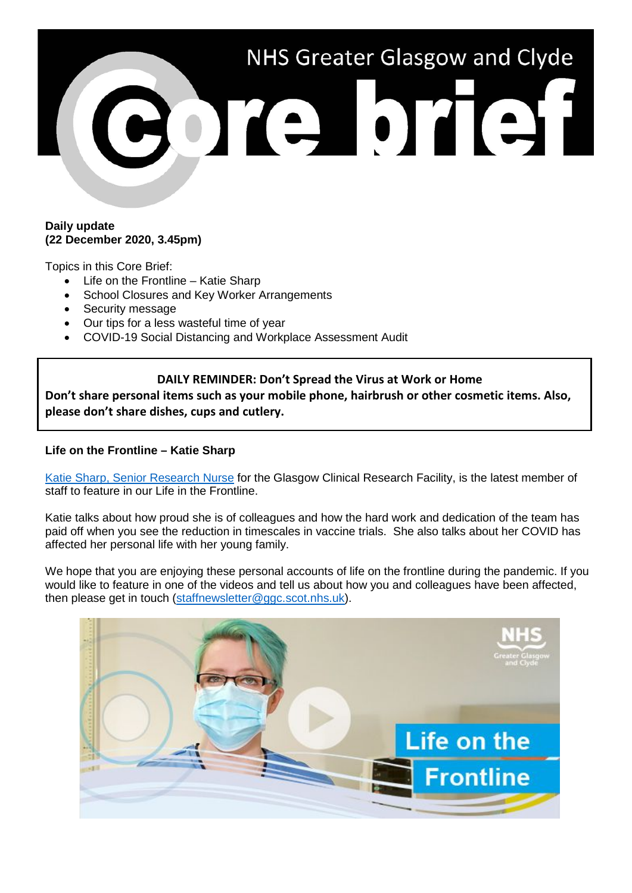# NHS Greater Glasgow and Clyde Core brief

**Daily update**
**(22 December 2020, 3.45pm)**

Topics in this Core Brief:

- Life on the Frontline – Katie Sharp
- School Closures and Key Worker Arrangements
- Security message
- Our tips for a less wasteful time of year
- COVID-19 Social Distancing and Workplace Assessment Audit

> **DAILY REMINDER: Don't Spread the Virus at Work or Home**
> **Don't share personal items such as your mobile phone, hairbrush or other cosmetic items. Also, please don't share dishes, cups and cutlery.**

**Life on the Frontline – Katie Sharp**

Katie Sharp, Senior Research Nurse for the Glasgow Clinical Research Facility, is the latest member of staff to feature in our Life in the Frontline.

Katie talks about how proud she is of colleagues and how the hard work and dedication of the team has paid off when you see the reduction in timescales in vaccine trials. She also talks about her COVID has affected her personal life with her young family.

We hope that you are enjoying these personal accounts of life on the frontline during the pandemic. If you would like to feature in one of the videos and tell us about how you and colleagues have been affected, then please get in touch (staffnewsletter@ggc.scot.nhs.uk).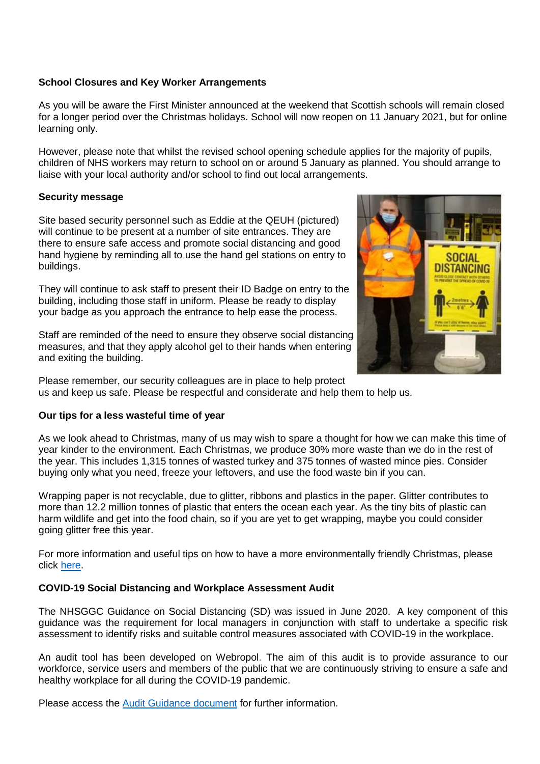**School Closures and Key Worker Arrangements**

As you will be aware the First Minister announced at the weekend that Scottish schools will remain closed for a longer period over the Christmas holidays. School will now reopen on 11 January 2021, but for online learning only.

However, please note that whilst the revised school opening schedule applies for the majority of pupils, children of NHS workers may return to school on or around 5 January as planned. You should arrange to liaise with your local authority and/or school to find out local arrangements.

**Security message**

Site based security personnel such as Eddie at the QEUH (pictured) will continue to be present at a number of site entrances. They are there to ensure safe access and promote social distancing and good hand hygiene by reminding all to use the hand gel stations on entry to buildings.

They will continue to ask staff to present their ID Badge on entry to the building, including those staff in uniform. Please be ready to display your badge as you approach the entrance to help ease the process.

Staff are reminded of the need to ensure they observe social distancing measures, and that they apply alcohol gel to their hands when entering and exiting the building.

Please remember, our security colleagues are in place to help protect us and keep us safe. Please be respectful and considerate and help them to help us.

**Our tips for a less wasteful time of year**

As we look ahead to Christmas, many of us may wish to spare a thought for how we can make this time of year kinder to the environment. Each Christmas, we produce 30% more waste than we do in the rest of the year. This includes 1,315 tonnes of wasted turkey and 375 tonnes of wasted mince pies. Consider buying only what you need, freeze your leftovers, and use the food waste bin if you can.

Wrapping paper is not recyclable, due to glitter, ribbons and plastics in the paper. Glitter contributes to more than 12.2 million tonnes of plastic that enters the ocean each year. As the tiny bits of plastic can harm wildlife and get into the food chain, so if you are yet to get wrapping, maybe you could consider going glitter free this year.

For more information and useful tips on how to have a more environmentally friendly Christmas, please click here.

**COVID-19 Social Distancing and Workplace Assessment Audit**

The NHSGGC Guidance on Social Distancing (SD) was issued in June 2020. A key component of this guidance was the requirement for local managers in conjunction with staff to undertake a specific risk assessment to identify risks and suitable control measures associated with COVID-19 in the workplace.

An audit tool has been developed on Webropol. The aim of this audit is to provide assurance to our workforce, service users and members of the public that we are continuously striving to ensure a safe and healthy workplace for all during the COVID-19 pandemic.

Please access the Audit Guidance document for further information.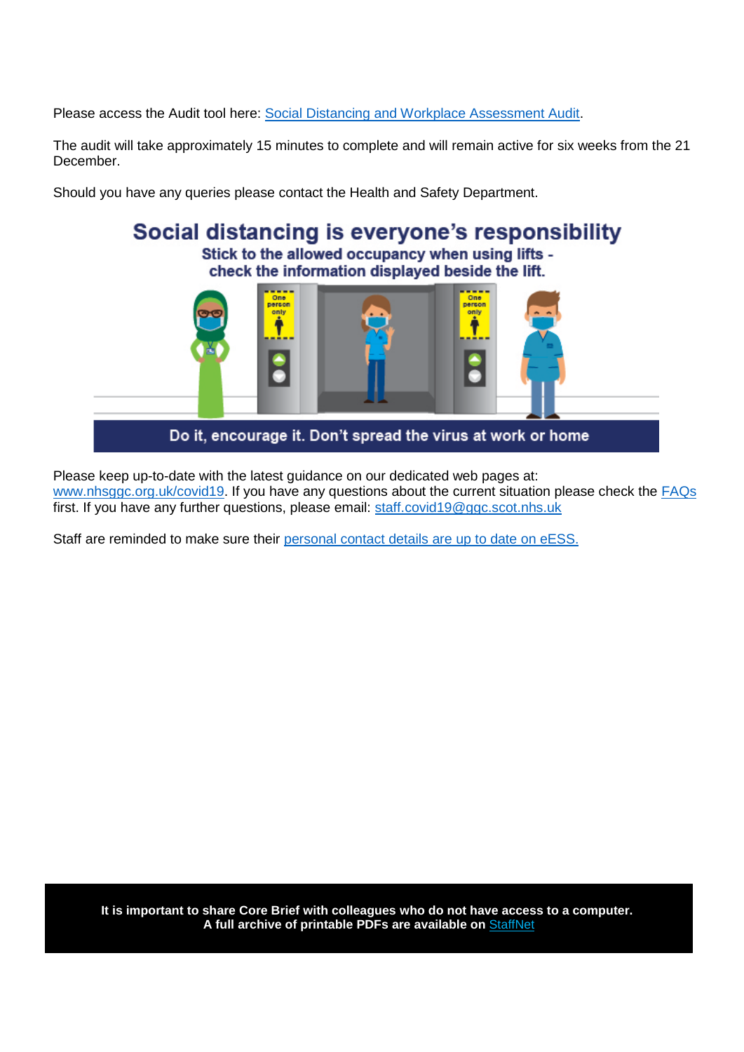Please access the Audit tool here: Social Distancing and Workplace Assessment Audit.

The audit will take approximately 15 minutes to complete and will remain active for six weeks from the 21 December.

Should you have any queries please contact the Health and Safety Department.

**Social distancing is everyone's responsibility**

**Stick to the allowed occupancy when using lifts - check the information displayed beside the lift.**

One person only

One person only

**Do it, encourage it. Don't spread the virus at work or home**

Please keep up-to-date with the latest guidance on our dedicated web pages at: www.nhsggc.org.uk/covid19. If you have any questions about the current situation please check the FAQs first. If you have any further questions, please email: staff.covid19@ggc.scot.nhs.uk

Staff are reminded to make sure their personal contact details are up to date on eESS.

**It is important to share Core Brief with colleagues who do not have access to a computer. A full archive of printable PDFs are available on StaffNet**